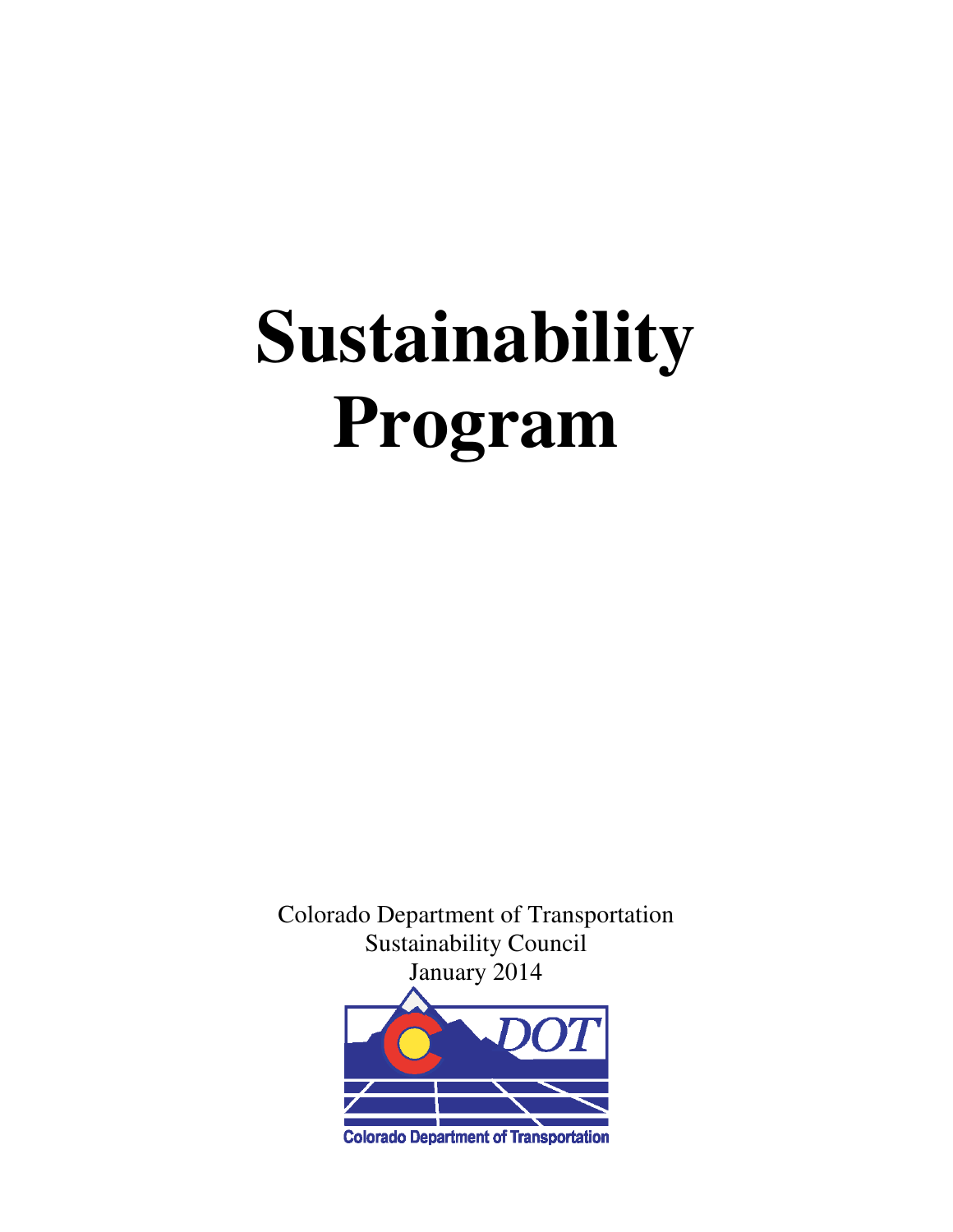# Sustainability Program

Colorado Department of Transportation
Sustainability Council
January 2014

Colorado Department of Transportation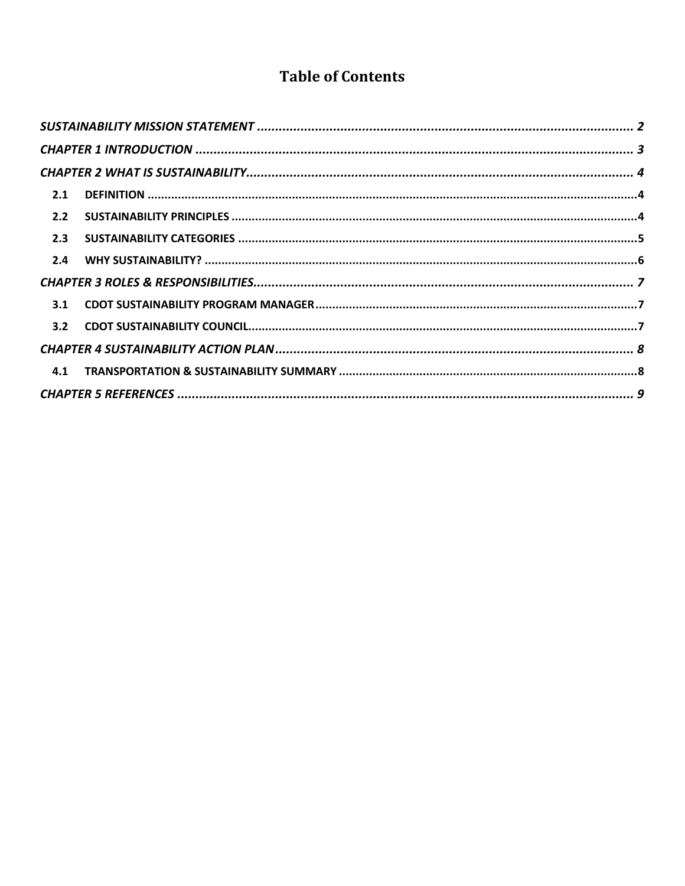# Table of Contents

*SUSTAINABILITY MISSION STATEMENT* ........................................................................................................ 2

*CHAPTER 1 INTRODUCTION* ...................................................................................................................... 3

*CHAPTER 2 WHAT IS SUSTAINABILITY*........................................................................................................ 4

- **2.1 DEFINITION** .........................................................................................................................................4
- **2.2 SUSTAINABILITY PRINCIPLES** ...............................................................................................................4
- **2.3 SUSTAINABILITY CATEGORIES** ..............................................................................................................5
- **2.4 WHY SUSTAINABILITY?** ........................................................................................................................6

*CHAPTER 3 ROLES & RESPONSIBILITIES*...................................................................................................... 7

- **3.1 CDOT SUSTAINABILITY PROGRAM MANAGER**.......................................................................................7
- **3.2 CDOT SUSTAINABILITY COUNCIL**...........................................................................................................7

*CHAPTER 4 SUSTAINABILITY ACTION PLAN*................................................................................................ 8

- **4.1 TRANSPORTATION & SUSTAINABILITY SUMMARY** ................................................................................8

*CHAPTER 5 REFERENCES* ............................................................................................................................. 9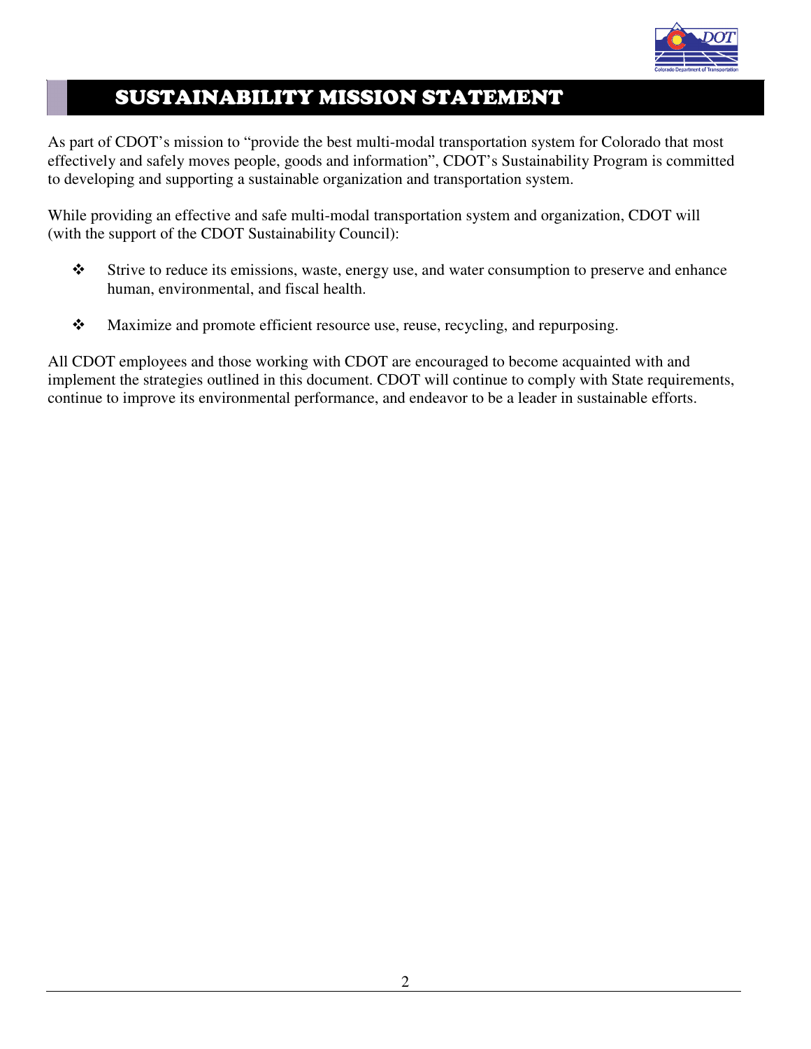# SUSTAINABILITY MISSION STATEMENT

As part of CDOT's mission to "provide the best multi-modal transportation system for Colorado that most effectively and safely moves people, goods and information", CDOT's Sustainability Program is committed to developing and supporting a sustainable organization and transportation system.

While providing an effective and safe multi-modal transportation system and organization, CDOT will (with the support of the CDOT Sustainability Council):

- Strive to reduce its emissions, waste, energy use, and water consumption to preserve and enhance human, environmental, and fiscal health.
- Maximize and promote efficient resource use, reuse, recycling, and repurposing.

All CDOT employees and those working with CDOT are encouraged to become acquainted with and implement the strategies outlined in this document. CDOT will continue to comply with State requirements, continue to improve its environmental performance, and endeavor to be a leader in sustainable efforts.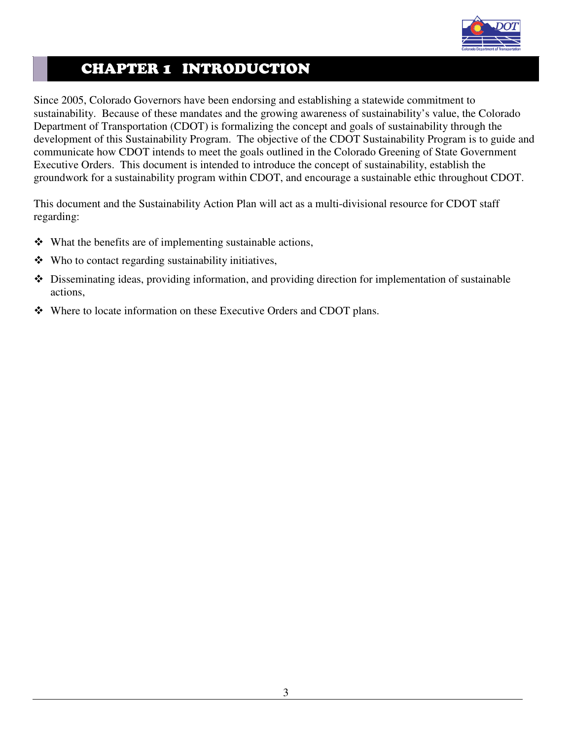# CHAPTER 1 INTRODUCTION

Since 2005, Colorado Governors have been endorsing and establishing a statewide commitment to sustainability. Because of these mandates and the growing awareness of sustainability's value, the Colorado Department of Transportation (CDOT) is formalizing the concept and goals of sustainability through the development of this Sustainability Program. The objective of the CDOT Sustainability Program is to guide and communicate how CDOT intends to meet the goals outlined in the Colorado Greening of State Government Executive Orders. This document is intended to introduce the concept of sustainability, establish the groundwork for a sustainability program within CDOT, and encourage a sustainable ethic throughout CDOT.

This document and the Sustainability Action Plan will act as a multi-divisional resource for CDOT staff regarding:

- What the benefits are of implementing sustainable actions,
- Who to contact regarding sustainability initiatives,
- Disseminating ideas, providing information, and providing direction for implementation of sustainable actions,
- Where to locate information on these Executive Orders and CDOT plans.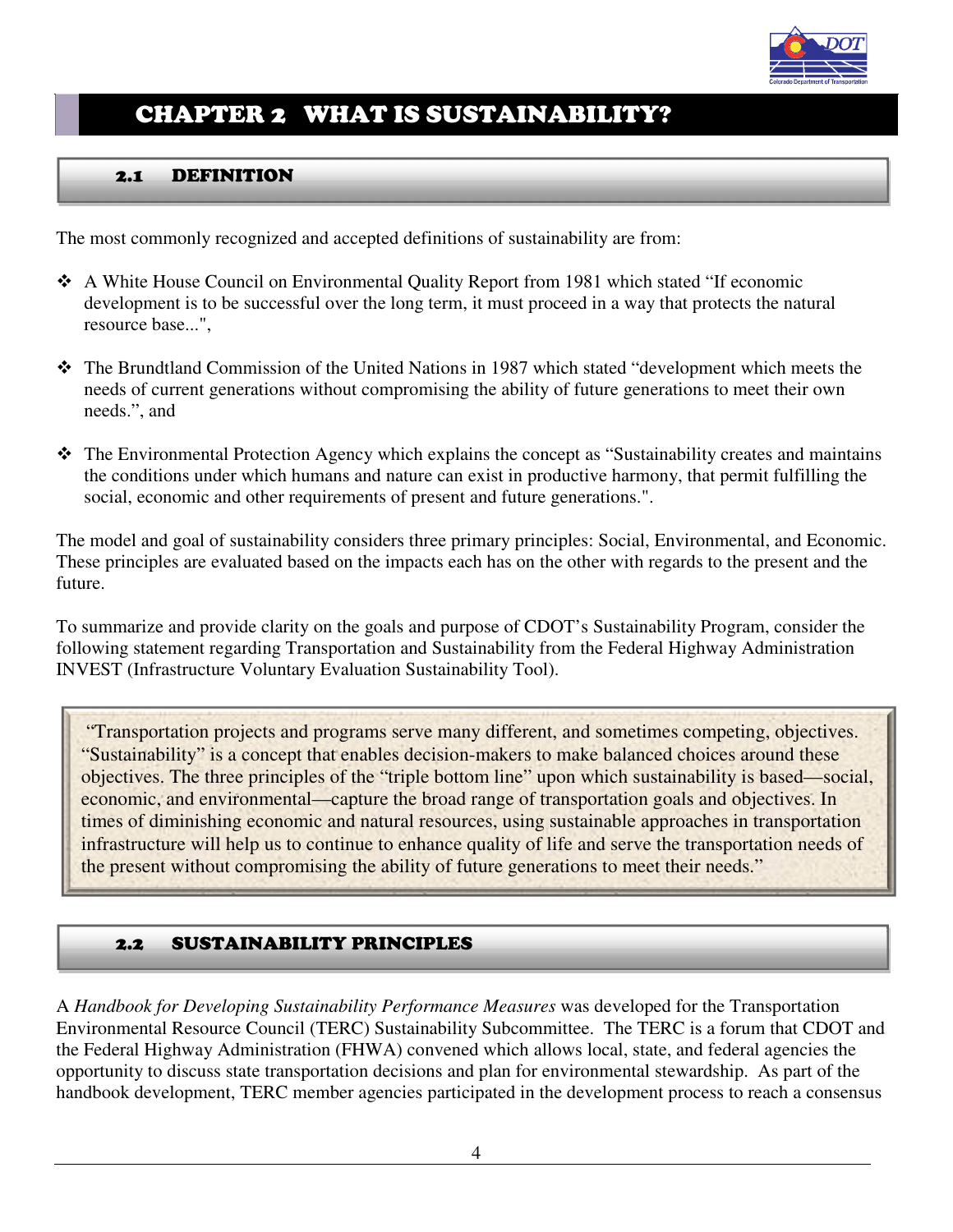# CHAPTER 2 WHAT IS SUSTAINABILITY?

## 2.1 DEFINITION

The most commonly recognized and accepted definitions of sustainability are from:

- A White House Council on Environmental Quality Report from 1981 which stated "If economic development is to be successful over the long term, it must proceed in a way that protects the natural resource base...",
- The Brundtland Commission of the United Nations in 1987 which stated "development which meets the needs of current generations without compromising the ability of future generations to meet their own needs.", and
- The Environmental Protection Agency which explains the concept as "Sustainability creates and maintains the conditions under which humans and nature can exist in productive harmony, that permit fulfilling the social, economic and other requirements of present and future generations.".

The model and goal of sustainability considers three primary principles: Social, Environmental, and Economic. These principles are evaluated based on the impacts each has on the other with regards to the present and the future.

To summarize and provide clarity on the goals and purpose of CDOT's Sustainability Program, consider the following statement regarding Transportation and Sustainability from the Federal Highway Administration INVEST (Infrastructure Voluntary Evaluation Sustainability Tool).

> "Transportation projects and programs serve many different, and sometimes competing, objectives. "Sustainability" is a concept that enables decision-makers to make balanced choices around these objectives. The three principles of the "triple bottom line" upon which sustainability is based—social, economic, and environmental—capture the broad range of transportation goals and objectives. In times of diminishing economic and natural resources, using sustainable approaches in transportation infrastructure will help us to continue to enhance quality of life and serve the transportation needs of the present without compromising the ability of future generations to meet their needs."

## 2.2 SUSTAINABILITY PRINCIPLES

A *Handbook for Developing Sustainability Performance Measures* was developed for the Transportation Environmental Resource Council (TERC) Sustainability Subcommittee. The TERC is a forum that CDOT and the Federal Highway Administration (FHWA) convened which allows local, state, and federal agencies the opportunity to discuss state transportation decisions and plan for environmental stewardship. As part of the handbook development, TERC member agencies participated in the development process to reach a consensus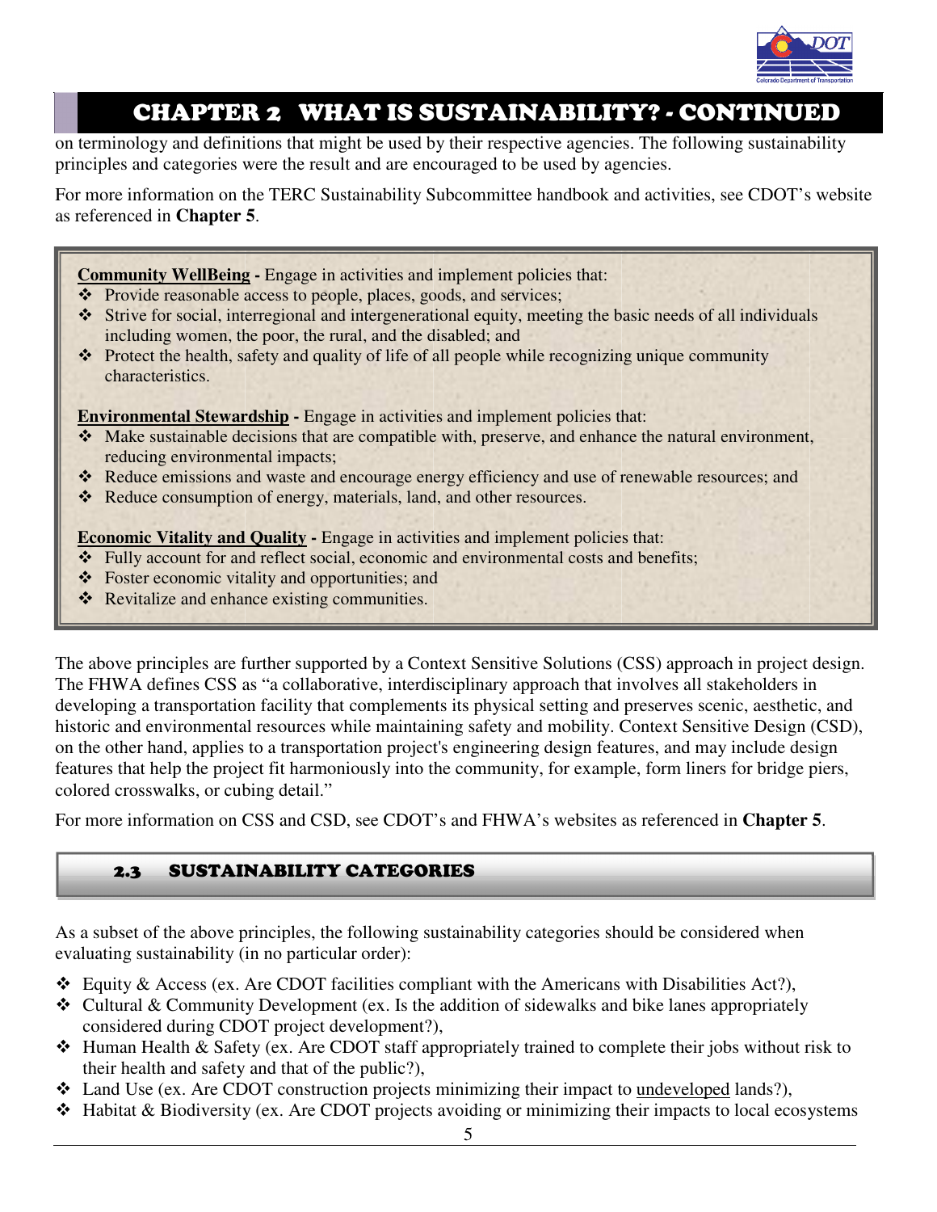## CHAPTER 2 WHAT IS SUSTAINABILITY? - CONTINUED

on terminology and definitions that might be used by their respective agencies. The following sustainability principles and categories were the result and are encouraged to be used by agencies.

For more information on the TERC Sustainability Subcommittee handbook and activities, see CDOT's website as referenced in **Chapter 5**.

**Community WellBeing -** Engage in activities and implement policies that:

- Provide reasonable access to people, places, goods, and services;
- Strive for social, interregional and intergenerational equity, meeting the basic needs of all individuals including women, the poor, the rural, and the disabled; and
- Protect the health, safety and quality of life of all people while recognizing unique community characteristics.

**Environmental Stewardship -** Engage in activities and implement policies that:

- Make sustainable decisions that are compatible with, preserve, and enhance the natural environment, reducing environmental impacts;
- Reduce emissions and waste and encourage energy efficiency and use of renewable resources; and
- Reduce consumption of energy, materials, land, and other resources.

**Economic Vitality and Quality -** Engage in activities and implement policies that:

- Fully account for and reflect social, economic and environmental costs and benefits;
- Foster economic vitality and opportunities; and
- Revitalize and enhance existing communities.

The above principles are further supported by a Context Sensitive Solutions (CSS) approach in project design. The FHWA defines CSS as "a collaborative, interdisciplinary approach that involves all stakeholders in developing a transportation facility that complements its physical setting and preserves scenic, aesthetic, and historic and environmental resources while maintaining safety and mobility. Context Sensitive Design (CSD), on the other hand, applies to a transportation project's engineering design features, and may include design features that help the project fit harmoniously into the community, for example, form liners for bridge piers, colored crosswalks, or cubing detail."

For more information on CSS and CSD, see CDOT's and FHWA's websites as referenced in **Chapter 5**.

### 2.3 SUSTAINABILITY CATEGORIES

As a subset of the above principles, the following sustainability categories should be considered when evaluating sustainability (in no particular order):

- Equity & Access (ex. Are CDOT facilities compliant with the Americans with Disabilities Act?),
- Cultural & Community Development (ex. Is the addition of sidewalks and bike lanes appropriately considered during CDOT project development?),
- Human Health & Safety (ex. Are CDOT staff appropriately trained to complete their jobs without risk to their health and safety and that of the public?),
- Land Use (ex. Are CDOT construction projects minimizing their impact to undeveloped lands?),
- Habitat & Biodiversity (ex. Are CDOT projects avoiding or minimizing their impacts to local ecosystems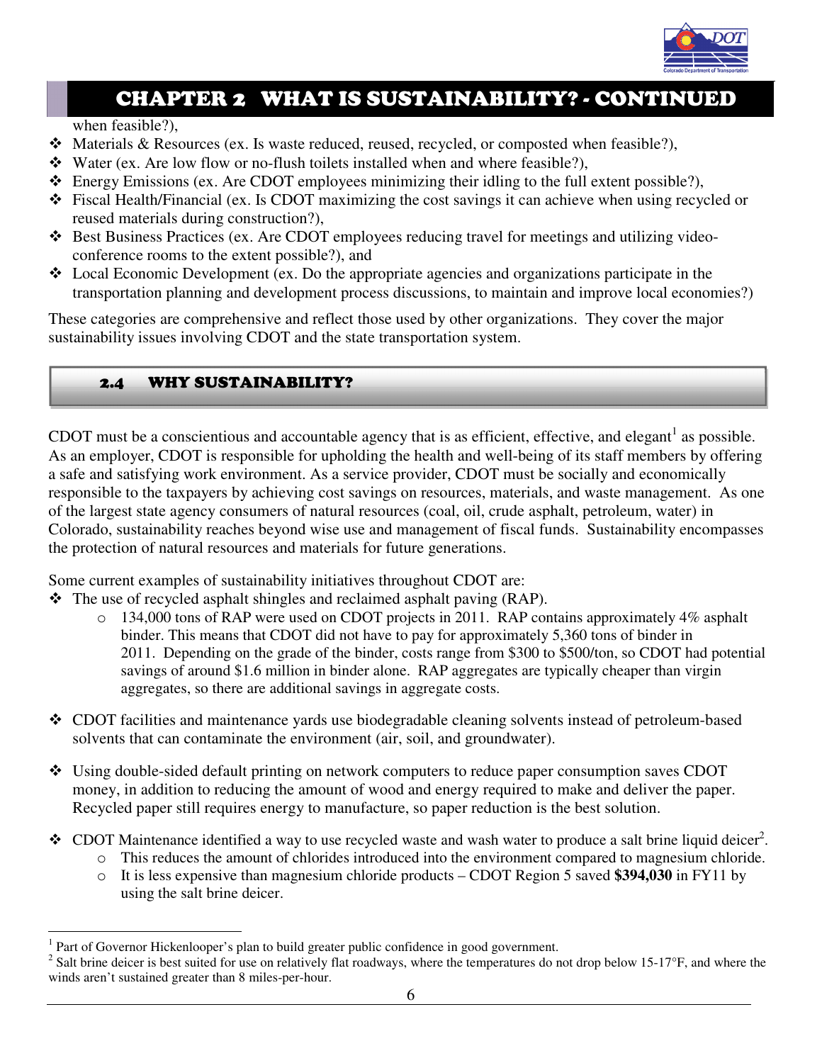# CHAPTER 2 WHAT IS SUSTAINABILITY? - CONTINUED

when feasible?),

- Materials & Resources (ex. Is waste reduced, reused, recycled, or composted when feasible?),
- Water (ex. Are low flow or no-flush toilets installed when and where feasible?),
- Energy Emissions (ex. Are CDOT employees minimizing their idling to the full extent possible?),
- Fiscal Health/Financial (ex. Is CDOT maximizing the cost savings it can achieve when using recycled or reused materials during construction?),
- Best Business Practices (ex. Are CDOT employees reducing travel for meetings and utilizing video-conference rooms to the extent possible?), and
- Local Economic Development (ex. Do the appropriate agencies and organizations participate in the transportation planning and development process discussions, to maintain and improve local economies?)

These categories are comprehensive and reflect those used by other organizations. They cover the major sustainability issues involving CDOT and the state transportation system.

## 2.4 WHY SUSTAINABILITY?

CDOT must be a conscientious and accountable agency that is as efficient, effective, and elegant[1] as possible. As an employer, CDOT is responsible for upholding the health and well-being of its staff members by offering a safe and satisfying work environment. As a service provider, CDOT must be socially and economically responsible to the taxpayers by achieving cost savings on resources, materials, and waste management. As one of the largest state agency consumers of natural resources (coal, oil, crude asphalt, petroleum, water) in Colorado, sustainability reaches beyond wise use and management of fiscal funds. Sustainability encompasses the protection of natural resources and materials for future generations.

Some current examples of sustainability initiatives throughout CDOT are:

- The use of recycled asphalt shingles and reclaimed asphalt paving (RAP).
  - 134,000 tons of RAP were used on CDOT projects in 2011. RAP contains approximately 4% asphalt binder. This means that CDOT did not have to pay for approximately 5,360 tons of binder in 2011. Depending on the grade of the binder, costs range from $300 to $500/ton, so CDOT had potential savings of around $1.6 million in binder alone. RAP aggregates are typically cheaper than virgin aggregates, so there are additional savings in aggregate costs.

- CDOT facilities and maintenance yards use biodegradable cleaning solvents instead of petroleum-based solvents that can contaminate the environment (air, soil, and groundwater).

- Using double-sided default printing on network computers to reduce paper consumption saves CDOT money, in addition to reducing the amount of wood and energy required to make and deliver the paper. Recycled paper still requires energy to manufacture, so paper reduction is the best solution.

- CDOT Maintenance identified a way to use recycled waste and wash water to produce a salt brine liquid deicer[2].
  - This reduces the amount of chlorides introduced into the environment compared to magnesium chloride.
  - It is less expensive than magnesium chloride products – CDOT Region 5 saved **$394,030** in FY11 by using the salt brine deicer.

---

[1] Part of Governor Hickenlooper's plan to build greater public confidence in good government.

[2] Salt brine deicer is best suited for use on relatively flat roadways, where the temperatures do not drop below 15-17°F, and where the winds aren't sustained greater than 8 miles-per-hour.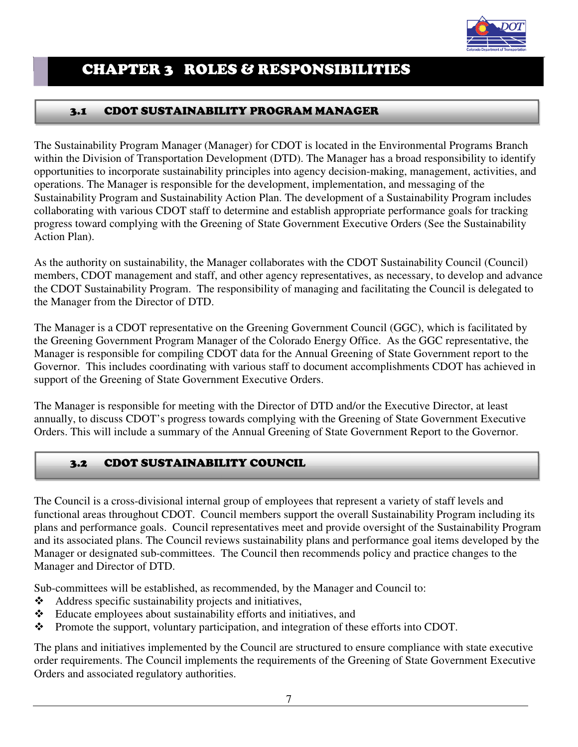# CHAPTER 3 ROLES & RESPONSIBILITIES

## 3.1 CDOT SUSTAINABILITY PROGRAM MANAGER

The Sustainability Program Manager (Manager) for CDOT is located in the Environmental Programs Branch within the Division of Transportation Development (DTD). The Manager has a broad responsibility to identify opportunities to incorporate sustainability principles into agency decision-making, management, activities, and operations. The Manager is responsible for the development, implementation, and messaging of the Sustainability Program and Sustainability Action Plan. The development of a Sustainability Program includes collaborating with various CDOT staff to determine and establish appropriate performance goals for tracking progress toward complying with the Greening of State Government Executive Orders (See the Sustainability Action Plan).

As the authority on sustainability, the Manager collaborates with the CDOT Sustainability Council (Council) members, CDOT management and staff, and other agency representatives, as necessary, to develop and advance the CDOT Sustainability Program. The responsibility of managing and facilitating the Council is delegated to the Manager from the Director of DTD.

The Manager is a CDOT representative on the Greening Government Council (GGC), which is facilitated by the Greening Government Program Manager of the Colorado Energy Office. As the GGC representative, the Manager is responsible for compiling CDOT data for the Annual Greening of State Government report to the Governor. This includes coordinating with various staff to document accomplishments CDOT has achieved in support of the Greening of State Government Executive Orders.

The Manager is responsible for meeting with the Director of DTD and/or the Executive Director, at least annually, to discuss CDOT's progress towards complying with the Greening of State Government Executive Orders. This will include a summary of the Annual Greening of State Government Report to the Governor.

## 3.2 CDOT SUSTAINABILITY COUNCIL

The Council is a cross-divisional internal group of employees that represent a variety of staff levels and functional areas throughout CDOT. Council members support the overall Sustainability Program including its plans and performance goals. Council representatives meet and provide oversight of the Sustainability Program and its associated plans. The Council reviews sustainability plans and performance goal items developed by the Manager or designated sub-committees. The Council then recommends policy and practice changes to the Manager and Director of DTD.

Sub-committees will be established, as recommended, by the Manager and Council to:

- Address specific sustainability projects and initiatives,
- Educate employees about sustainability efforts and initiatives, and
- Promote the support, voluntary participation, and integration of these efforts into CDOT.

The plans and initiatives implemented by the Council are structured to ensure compliance with state executive order requirements. The Council implements the requirements of the Greening of State Government Executive Orders and associated regulatory authorities.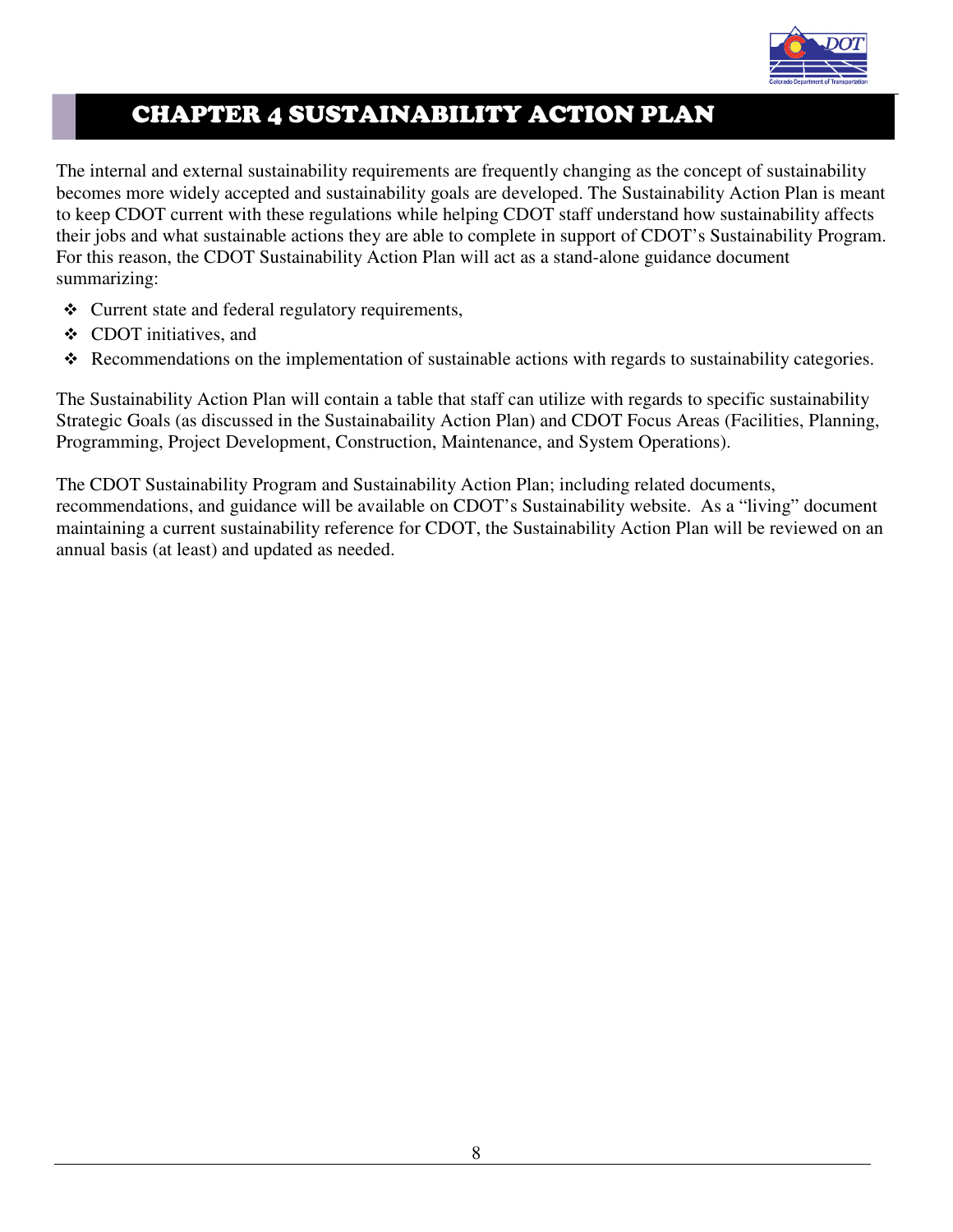# CHAPTER 4 SUSTAINABILITY ACTION PLAN

The internal and external sustainability requirements are frequently changing as the concept of sustainability becomes more widely accepted and sustainability goals are developed. The Sustainability Action Plan is meant to keep CDOT current with these regulations while helping CDOT staff understand how sustainability affects their jobs and what sustainable actions they are able to complete in support of CDOT's Sustainability Program. For this reason, the CDOT Sustainability Action Plan will act as a stand-alone guidance document summarizing:

- Current state and federal regulatory requirements,
- CDOT initiatives, and
- Recommendations on the implementation of sustainable actions with regards to sustainability categories.

The Sustainability Action Plan will contain a table that staff can utilize with regards to specific sustainability Strategic Goals (as discussed in the Sustainabaility Action Plan) and CDOT Focus Areas (Facilities, Planning, Programming, Project Development, Construction, Maintenance, and System Operations).

The CDOT Sustainability Program and Sustainability Action Plan; including related documents, recommendations, and guidance will be available on CDOT's Sustainability website. As a "living" document maintaining a current sustainability reference for CDOT, the Sustainability Action Plan will be reviewed on an annual basis (at least) and updated as needed.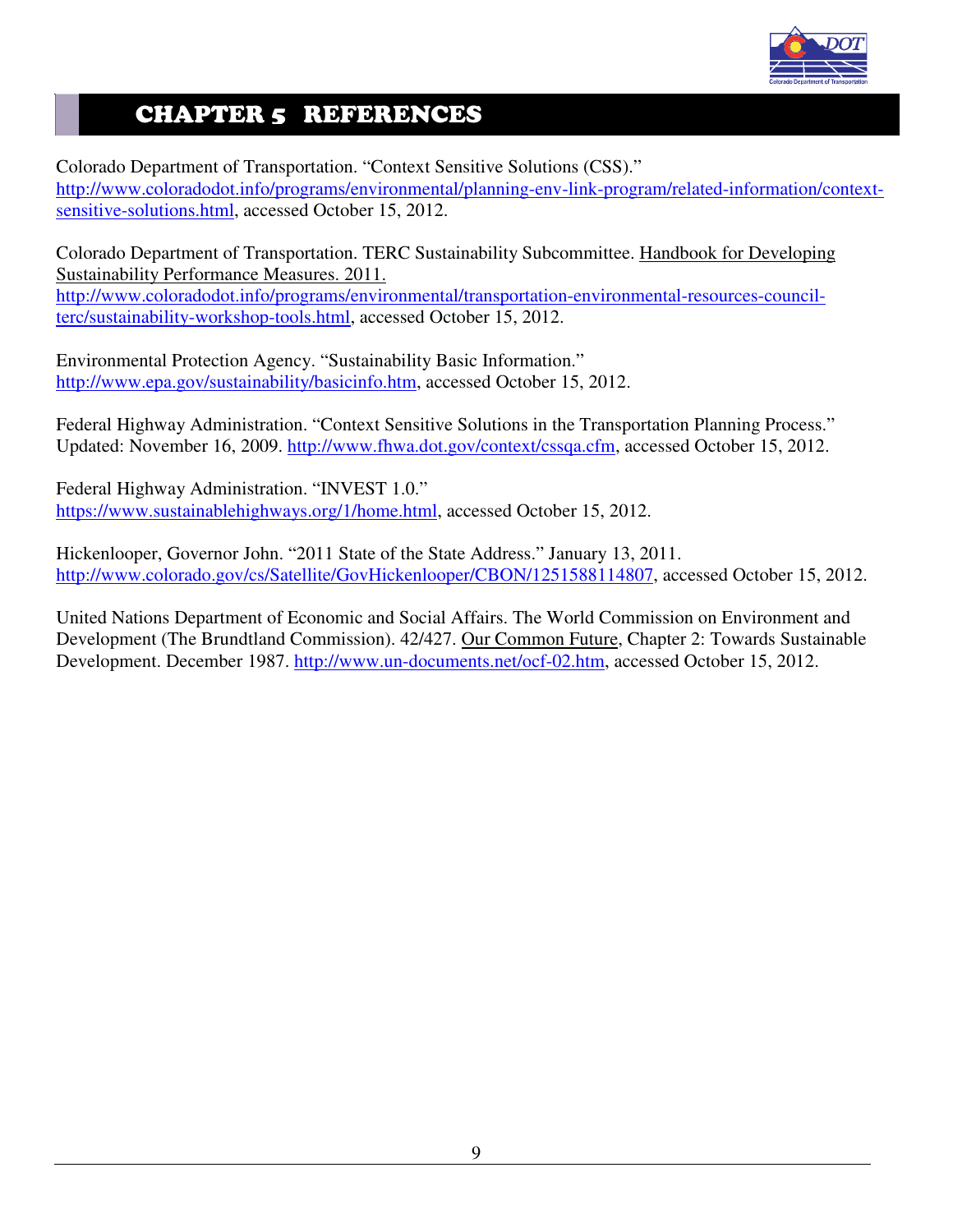# CHAPTER 5 REFERENCES

Colorado Department of Transportation. "Context Sensitive Solutions (CSS)." http://www.coloradodot.info/programs/environmental/planning-env-link-program/related-information/context-sensitive-solutions.html, accessed October 15, 2012.

Colorado Department of Transportation. TERC Sustainability Subcommittee. Handbook for Developing Sustainability Performance Measures. 2011. http://www.coloradodot.info/programs/environmental/transportation-environmental-resources-council-terc/sustainability-workshop-tools.html, accessed October 15, 2012.

Environmental Protection Agency. "Sustainability Basic Information." http://www.epa.gov/sustainability/basicinfo.htm, accessed October 15, 2012.

Federal Highway Administration. "Context Sensitive Solutions in the Transportation Planning Process." Updated: November 16, 2009. http://www.fhwa.dot.gov/context/cssqa.cfm, accessed October 15, 2012.

Federal Highway Administration. "INVEST 1.0." https://www.sustainablehighways.org/1/home.html, accessed October 15, 2012.

Hickenlooper, Governor John. "2011 State of the State Address." January 13, 2011. http://www.colorado.gov/cs/Satellite/GovHickenlooper/CBON/1251588114807, accessed October 15, 2012.

United Nations Department of Economic and Social Affairs. The World Commission on Environment and Development (The Brundtland Commission). 42/427. Our Common Future, Chapter 2: Towards Sustainable Development. December 1987. http://www.un-documents.net/ocf-02.htm, accessed October 15, 2012.